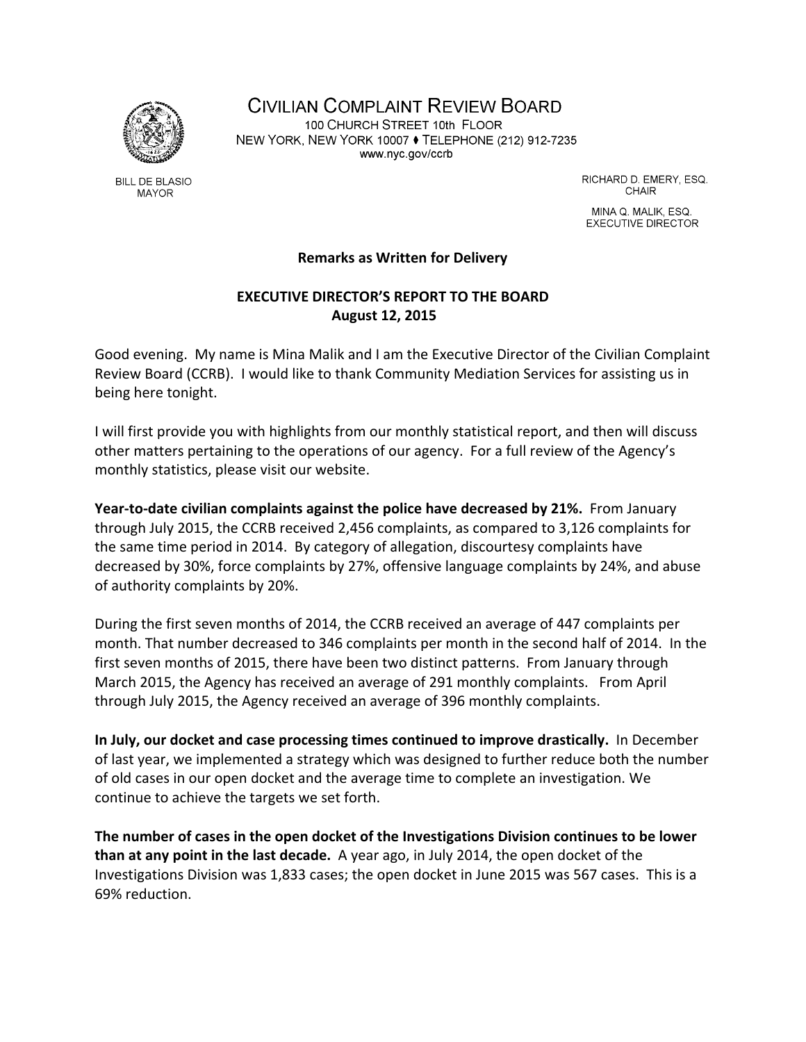# Civilian Complaint Review Board

100 Church Street 10th Floor
New York, New York 10007 ♦ Telephone (212) 912-7235
www.nyc.gov/ccrb

BILL DE BLASIO
MAYOR

RICHARD D. EMERY, ESQ.
CHAIR

MINA Q. MALIK, ESQ.
EXECUTIVE DIRECTOR

**Remarks as Written for Delivery**

## EXECUTIVE DIRECTOR'S REPORT TO THE BOARD
**August 12, 2015**

Good evening. My name is Mina Malik and I am the Executive Director of the Civilian Complaint Review Board (CCRB). I would like to thank Community Mediation Services for assisting us in being here tonight.

I will first provide you with highlights from our monthly statistical report, and then will discuss other matters pertaining to the operations of our agency. For a full review of the Agency's monthly statistics, please visit our website.

**Year-to-date civilian complaints against the police have decreased by 21%.** From January through July 2015, the CCRB received 2,456 complaints, as compared to 3,126 complaints for the same time period in 2014. By category of allegation, discourtesy complaints have decreased by 30%, force complaints by 27%, offensive language complaints by 24%, and abuse of authority complaints by 20%.

During the first seven months of 2014, the CCRB received an average of 447 complaints per month. That number decreased to 346 complaints per month in the second half of 2014. In the first seven months of 2015, there have been two distinct patterns. From January through March 2015, the Agency has received an average of 291 monthly complaints. From April through July 2015, the Agency received an average of 396 monthly complaints.

**In July, our docket and case processing times continued to improve drastically.** In December of last year, we implemented a strategy which was designed to further reduce both the number of old cases in our open docket and the average time to complete an investigation. We continue to achieve the targets we set forth.

**The number of cases in the open docket of the Investigations Division continues to be lower than at any point in the last decade.** A year ago, in July 2014, the open docket of the Investigations Division was 1,833 cases; the open docket in June 2015 was 567 cases. This is a 69% reduction.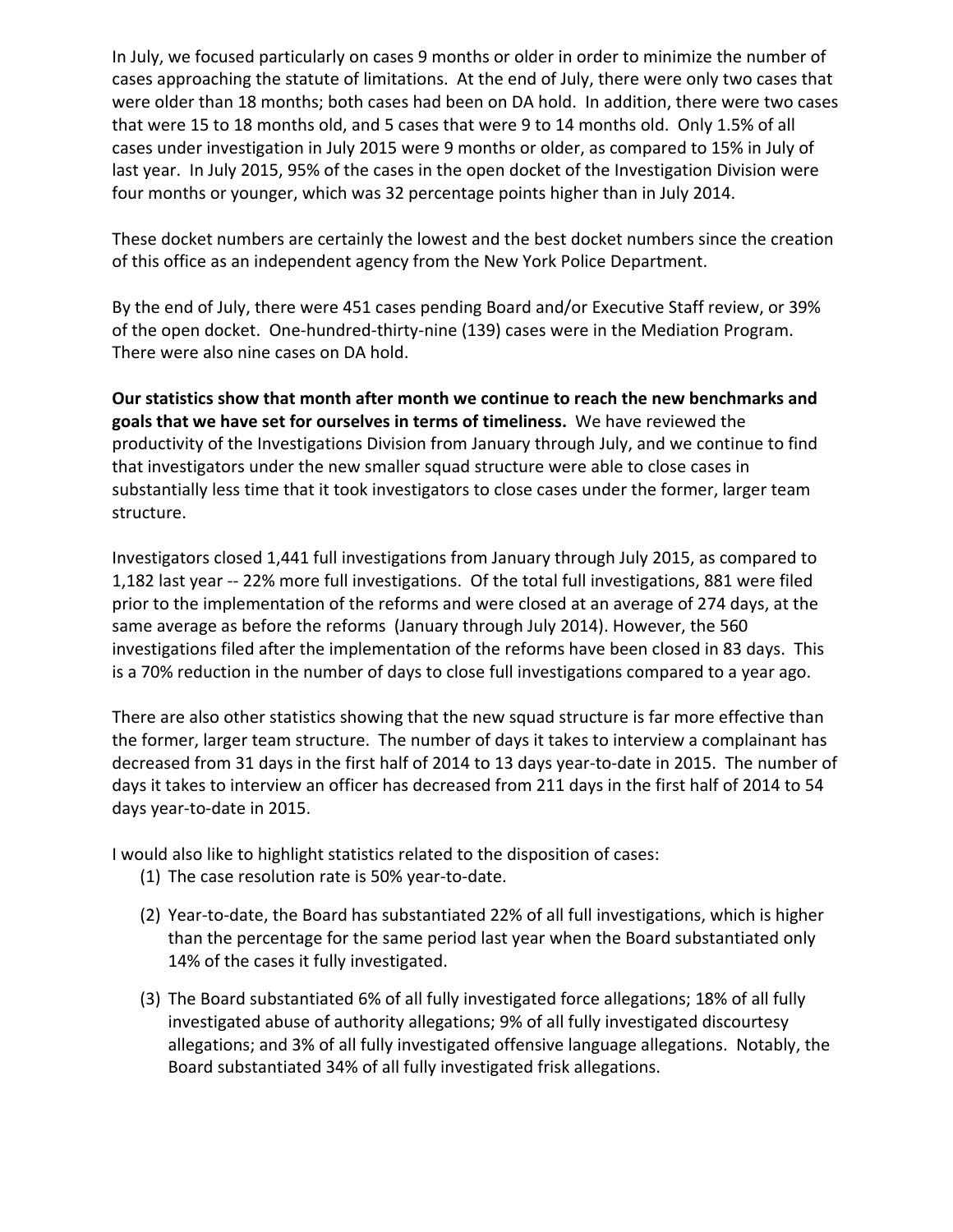In July, we focused particularly on cases 9 months or older in order to minimize the number of cases approaching the statute of limitations. At the end of July, there were only two cases that were older than 18 months; both cases had been on DA hold. In addition, there were two cases that were 15 to 18 months old, and 5 cases that were 9 to 14 months old. Only 1.5% of all cases under investigation in July 2015 were 9 months or older, as compared to 15% in July of last year. In July 2015, 95% of the cases in the open docket of the Investigation Division were four months or younger, which was 32 percentage points higher than in July 2014.

These docket numbers are certainly the lowest and the best docket numbers since the creation of this office as an independent agency from the New York Police Department.

By the end of July, there were 451 cases pending Board and/or Executive Staff review, or 39% of the open docket. One-hundred-thirty-nine (139) cases were in the Mediation Program. There were also nine cases on DA hold.

**Our statistics show that month after month we continue to reach the new benchmarks and goals that we have set for ourselves in terms of timeliness.** We have reviewed the productivity of the Investigations Division from January through July, and we continue to find that investigators under the new smaller squad structure were able to close cases in substantially less time that it took investigators to close cases under the former, larger team structure.

Investigators closed 1,441 full investigations from January through July 2015, as compared to 1,182 last year -- 22% more full investigations. Of the total full investigations, 881 were filed prior to the implementation of the reforms and were closed at an average of 274 days, at the same average as before the reforms (January through July 2014). However, the 560 investigations filed after the implementation of the reforms have been closed in 83 days. This is a 70% reduction in the number of days to close full investigations compared to a year ago.

There are also other statistics showing that the new squad structure is far more effective than the former, larger team structure. The number of days it takes to interview a complainant has decreased from 31 days in the first half of 2014 to 13 days year-to-date in 2015. The number of days it takes to interview an officer has decreased from 211 days in the first half of 2014 to 54 days year-to-date in 2015.

I would also like to highlight statistics related to the disposition of cases:

(1) The case resolution rate is 50% year-to-date.

(2) Year-to-date, the Board has substantiated 22% of all full investigations, which is higher than the percentage for the same period last year when the Board substantiated only 14% of the cases it fully investigated.

(3) The Board substantiated 6% of all fully investigated force allegations; 18% of all fully investigated abuse of authority allegations; 9% of all fully investigated discourtesy allegations; and 3% of all fully investigated offensive language allegations. Notably, the Board substantiated 34% of all fully investigated frisk allegations.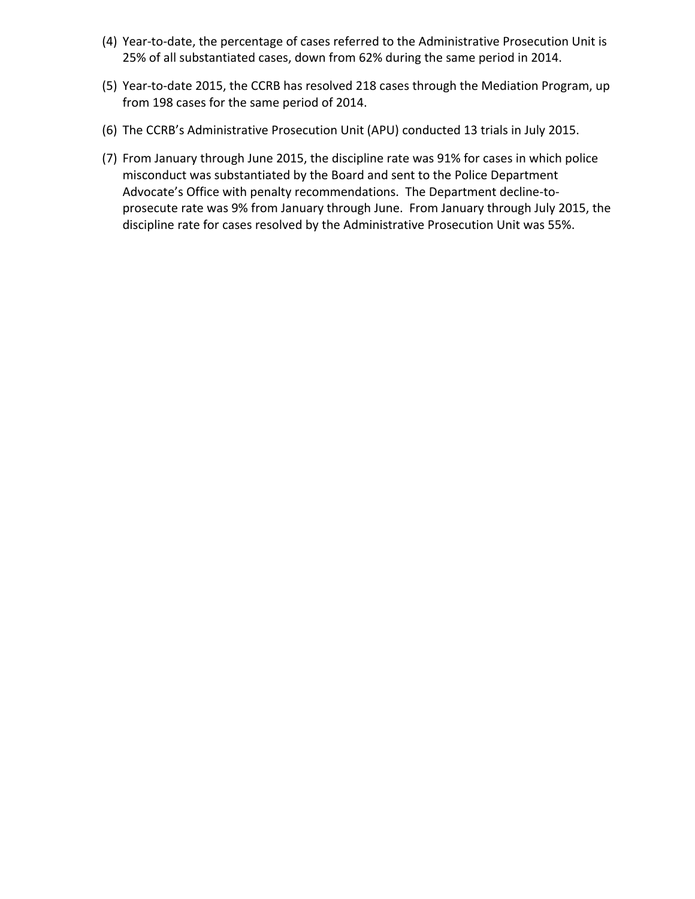(4) Year-to-date, the percentage of cases referred to the Administrative Prosecution Unit is 25% of all substantiated cases, down from 62% during the same period in 2014.

(5) Year-to-date 2015, the CCRB has resolved 218 cases through the Mediation Program, up from 198 cases for the same period of 2014.

(6) The CCRB's Administrative Prosecution Unit (APU) conducted 13 trials in July 2015.

(7) From January through June 2015, the discipline rate was 91% for cases in which police misconduct was substantiated by the Board and sent to the Police Department Advocate's Office with penalty recommendations. The Department decline-to-prosecute rate was 9% from January through June. From January through July 2015, the discipline rate for cases resolved by the Administrative Prosecution Unit was 55%.